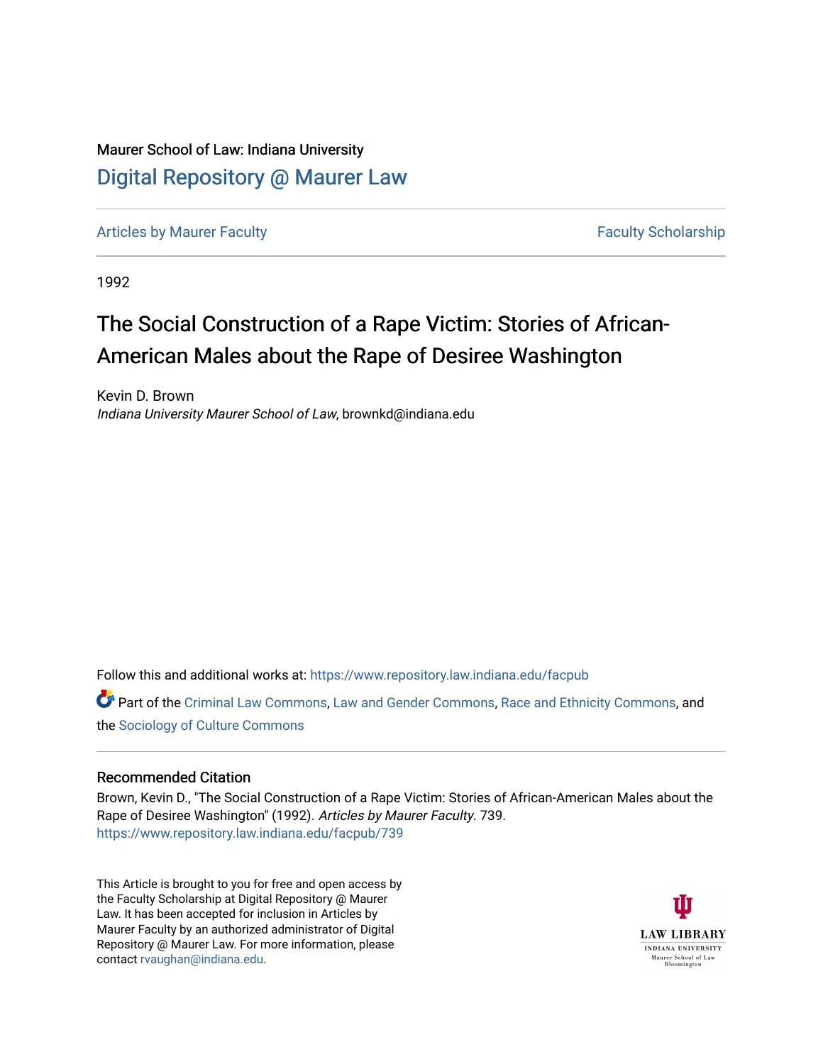Maurer School of Law: Indiana University

# Digital Repository @ Maurer Law

Articles by Maurer Faculty | Faculty Scholarship

1992

# The Social Construction of a Rape Victim: Stories of African-American Males about the Rape of Desiree Washington

Kevin D. Brown
*Indiana University Maurer School of Law*, brownkd@indiana.edu

Follow this and additional works at: https://www.repository.law.indiana.edu/facpub

Part of the Criminal Law Commons, Law and Gender Commons, Race and Ethnicity Commons, and the Sociology of Culture Commons

## Recommended Citation

Brown, Kevin D., "The Social Construction of a Rape Victim: Stories of African-American Males about the Rape of Desiree Washington" (1992). *Articles by Maurer Faculty*. 739.
https://www.repository.law.indiana.edu/facpub/739

This Article is brought to you for free and open access by the Faculty Scholarship at Digital Repository @ Maurer Law. It has been accepted for inclusion in Articles by Maurer Faculty by an authorized administrator of Digital Repository @ Maurer Law. For more information, please contact rvaughan@indiana.edu.

LAW LIBRARY
INDIANA UNIVERSITY
Maurer School of Law
Bloomington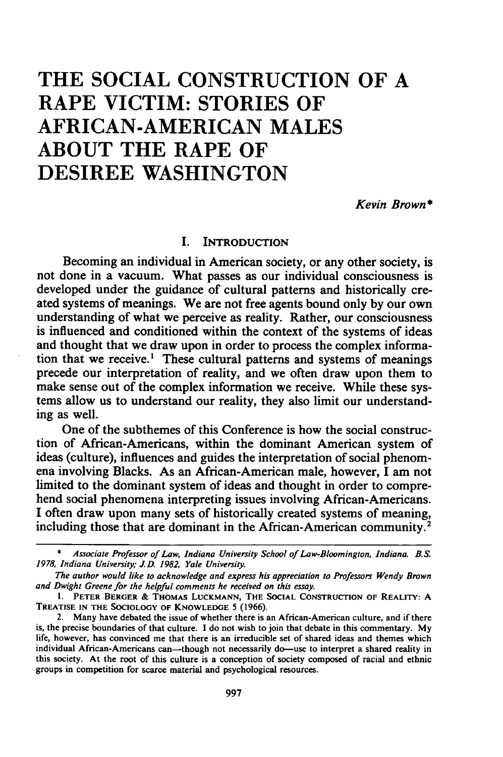# THE SOCIAL CONSTRUCTION OF A RAPE VICTIM: STORIES OF AFRICAN-AMERICAN MALES ABOUT THE RAPE OF DESIREE WASHINGTON

*Kevin Brown**

## I. INTRODUCTION

Becoming an individual in American society, or any other society, is not done in a vacuum. What passes as our individual consciousness is developed under the guidance of cultural patterns and historically created systems of meanings. We are not free agents bound only by our own understanding of what we perceive as reality. Rather, our consciousness is influenced and conditioned within the context of the systems of ideas and thought that we draw upon in order to process the complex information that we receive.[1] These cultural patterns and systems of meanings precede our interpretation of reality, and we often draw upon them to make sense out of the complex information we receive. While these systems allow us to understand our reality, they also limit our understanding as well.

One of the subthemes of this Conference is how the social construction of African-Americans, within the dominant American system of ideas (culture), influences and guides the interpretation of social phenomena involving Blacks. As an African-American male, however, I am not limited to the dominant system of ideas and thought in order to comprehend social phenomena interpreting issues involving African-Americans. I often draw upon many sets of historically created systems of meaning, including those that are dominant in the African-American community.[2]

---

\* *Associate Professor of Law, Indiana University School of Law-Bloomington, Indiana. B.S. 1978, Indiana University; J.D. 1982, Yale University.*

*The author would like to acknowledge and express his appreciation to Professors Wendy Brown and Dwight Greene for the helpful comments he received on this essay.*

1. PETER BERGER & THOMAS LUCKMANN, THE SOCIAL CONSTRUCTION OF REALITY: A TREATISE IN THE SOCIOLOGY OF KNOWLEDGE 5 (1966).

2. Many have debated the issue of whether there is an African-American culture, and if there is, the precise boundaries of that culture. I do not wish to join that debate in this commentary. My life, however, has convinced me that there is an irreducible set of shared ideas and themes which individual African-Americans can—though not necessarily do—use to interpret a shared reality in this society. At the root of this culture is a conception of society composed of racial and ethnic groups in competition for scarce material and psychological resources.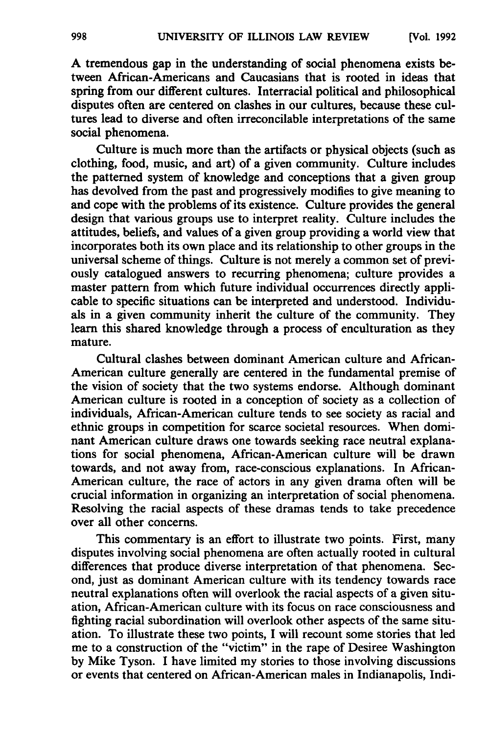A tremendous gap in the understanding of social phenomena exists between African-Americans and Caucasians that is rooted in ideas that spring from our different cultures. Interracial political and philosophical disputes often are centered on clashes in our cultures, because these cultures lead to diverse and often irreconcilable interpretations of the same social phenomena.

Culture is much more than the artifacts or physical objects (such as clothing, food, music, and art) of a given community. Culture includes the patterned system of knowledge and conceptions that a given group has devolved from the past and progressively modifies to give meaning to and cope with the problems of its existence. Culture provides the general design that various groups use to interpret reality. Culture includes the attitudes, beliefs, and values of a given group providing a world view that incorporates both its own place and its relationship to other groups in the universal scheme of things. Culture is not merely a common set of previously catalogued answers to recurring phenomena; culture provides a master pattern from which future individual occurrences directly applicable to specific situations can be interpreted and understood. Individuals in a given community inherit the culture of the community. They learn this shared knowledge through a process of enculturation as they mature.

Cultural clashes between dominant American culture and African-American culture generally are centered in the fundamental premise of the vision of society that the two systems endorse. Although dominant American culture is rooted in a conception of society as a collection of individuals, African-American culture tends to see society as racial and ethnic groups in competition for scarce societal resources. When dominant American culture draws one towards seeking race neutral explanations for social phenomena, African-American culture will be drawn towards, and not away from, race-conscious explanations. In African-American culture, the race of actors in any given drama often will be crucial information in organizing an interpretation of social phenomena. Resolving the racial aspects of these dramas tends to take precedence over all other concerns.

This commentary is an effort to illustrate two points. First, many disputes involving social phenomena are often actually rooted in cultural differences that produce diverse interpretation of that phenomena. Second, just as dominant American culture with its tendency towards race neutral explanations often will overlook the racial aspects of a given situation, African-American culture with its focus on race consciousness and fighting racial subordination will overlook other aspects of the same situation. To illustrate these two points, I will recount some stories that led me to a construction of the "victim" in the rape of Desiree Washington by Mike Tyson. I have limited my stories to those involving discussions or events that centered on African-American males in Indianapolis, Indi-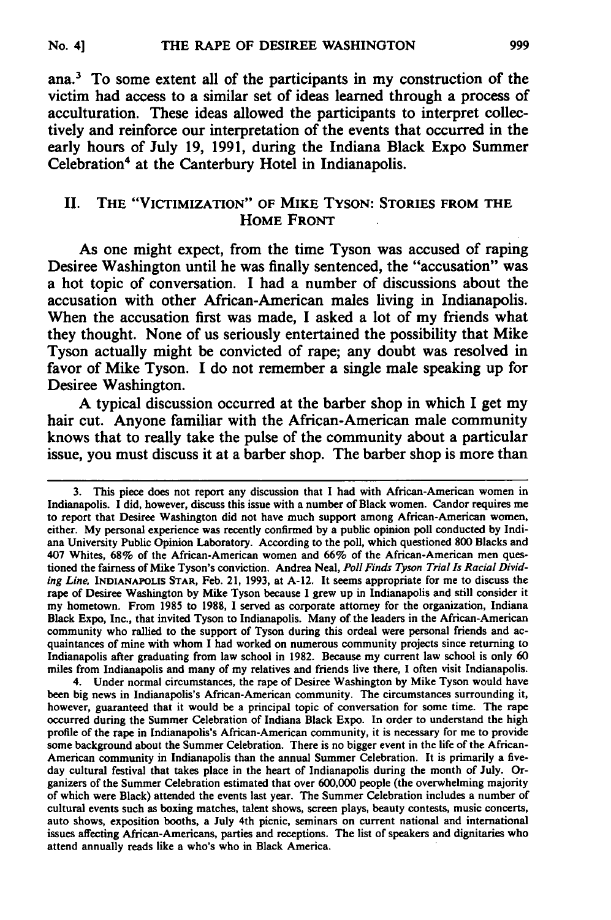ana.[3] To some extent all of the participants in my construction of the victim had access to a similar set of ideas learned through a process of acculturation. These ideas allowed the participants to interpret collectively and reinforce our interpretation of the events that occurred in the early hours of July 19, 1991, during the Indiana Black Expo Summer Celebration[4] at the Canterbury Hotel in Indianapolis.

## II. THE "VICTIMIZATION" OF MIKE TYSON: STORIES FROM THE HOME FRONT

As one might expect, from the time Tyson was accused of raping Desiree Washington until he was finally sentenced, the "accusation" was a hot topic of conversation. I had a number of discussions about the accusation with other African-American males living in Indianapolis. When the accusation first was made, I asked a lot of my friends what they thought. None of us seriously entertained the possibility that Mike Tyson actually might be convicted of rape; any doubt was resolved in favor of Mike Tyson. I do not remember a single male speaking up for Desiree Washington.

A typical discussion occurred at the barber shop in which I get my hair cut. Anyone familiar with the African-American male community knows that to really take the pulse of the community about a particular issue, you must discuss it at a barber shop. The barber shop is more than

---

3. This piece does not report any discussion that I had with African-American women in Indianapolis. I did, however, discuss this issue with a number of Black women. Candor requires me to report that Desiree Washington did not have much support among African-American women, either. My personal experience was recently confirmed by a public opinion poll conducted by Indiana University Public Opinion Laboratory. According to the poll, which questioned 800 Blacks and 407 Whites, 68% of the African-American women and 66% of the African-American men questioned the fairness of Mike Tyson's conviction. Andrea Neal, *Poll Finds Tyson Trial Is Racial Dividing Line*, INDIANAPOLIS STAR, Feb. 21, 1993, at A-12. It seems appropriate for me to discuss the rape of Desiree Washington by Mike Tyson because I grew up in Indianapolis and still consider it my hometown. From 1985 to 1988, I served as corporate attorney for the organization, Indiana Black Expo, Inc., that invited Tyson to Indianapolis. Many of the leaders in the African-American community who rallied to the support of Tyson during this ordeal were personal friends and acquaintances of mine with whom I had worked on numerous community projects since returning to Indianapolis after graduating from law school in 1982. Because my current law school is only 60 miles from Indianapolis and many of my relatives and friends live there, I often visit Indianapolis.

4. Under normal circumstances, the rape of Desiree Washington by Mike Tyson would have been big news in Indianapolis's African-American community. The circumstances surrounding it, however, guaranteed that it would be a principal topic of conversation for some time. The rape occurred during the Summer Celebration of Indiana Black Expo. In order to understand the high profile of the rape in Indianapolis's African-American community, it is necessary for me to provide some background about the Summer Celebration. There is no bigger event in the life of the African-American community in Indianapolis than the annual Summer Celebration. It is primarily a five-day cultural festival that takes place in the heart of Indianapolis during the month of July. Organizers of the Summer Celebration estimated that over 600,000 people (the overwhelming majority of which were Black) attended the events last year. The Summer Celebration includes a number of cultural events such as boxing matches, talent shows, screen plays, beauty contests, music concerts, auto shows, exposition booths, a July 4th picnic, seminars on current national and international issues affecting African-Americans, parties and receptions. The list of speakers and dignitaries who attend annually reads like a who's who in Black America.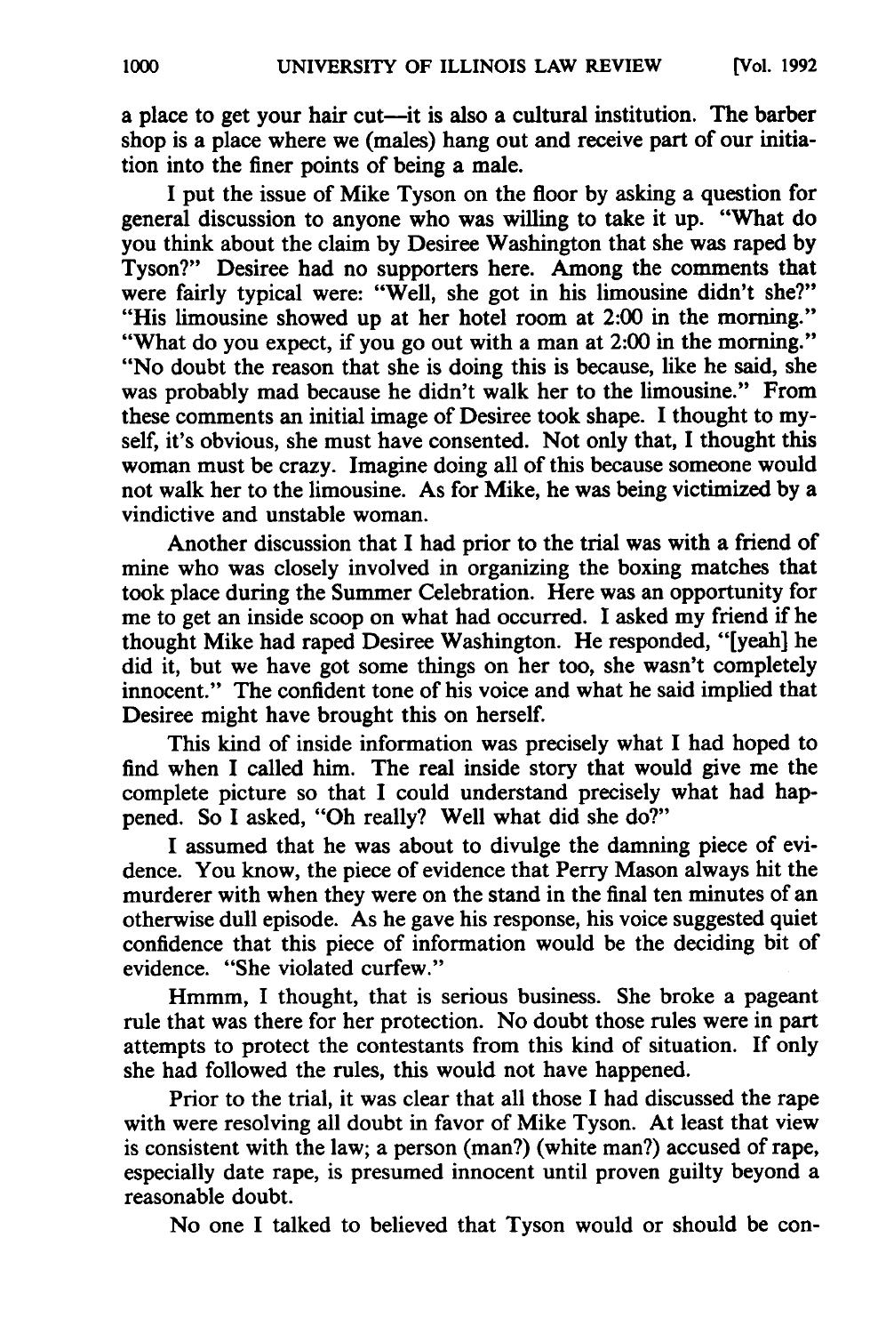a place to get your hair cut—it is also a cultural institution. The barber shop is a place where we (males) hang out and receive part of our initiation into the finer points of being a male.

I put the issue of Mike Tyson on the floor by asking a question for general discussion to anyone who was willing to take it up. "What do you think about the claim by Desiree Washington that she was raped by Tyson?" Desiree had no supporters here. Among the comments that were fairly typical were: "Well, she got in his limousine didn't she?" "His limousine showed up at her hotel room at 2:00 in the morning." "What do you expect, if you go out with a man at 2:00 in the morning." "No doubt the reason that she is doing this is because, like he said, she was probably mad because he didn't walk her to the limousine." From these comments an initial image of Desiree took shape. I thought to myself, it's obvious, she must have consented. Not only that, I thought this woman must be crazy. Imagine doing all of this because someone would not walk her to the limousine. As for Mike, he was being victimized by a vindictive and unstable woman.

Another discussion that I had prior to the trial was with a friend of mine who was closely involved in organizing the boxing matches that took place during the Summer Celebration. Here was an opportunity for me to get an inside scoop on what had occurred. I asked my friend if he thought Mike had raped Desiree Washington. He responded, "[yeah] he did it, but we have got some things on her too, she wasn't completely innocent." The confident tone of his voice and what he said implied that Desiree might have brought this on herself.

This kind of inside information was precisely what I had hoped to find when I called him. The real inside story that would give me the complete picture so that I could understand precisely what had happened. So I asked, "Oh really? Well what did she do?"

I assumed that he was about to divulge the damning piece of evidence. You know, the piece of evidence that Perry Mason always hit the murderer with when they were on the stand in the final ten minutes of an otherwise dull episode. As he gave his response, his voice suggested quiet confidence that this piece of information would be the deciding bit of evidence. "She violated curfew."

Hmmm, I thought, that is serious business. She broke a pageant rule that was there for her protection. No doubt those rules were in part attempts to protect the contestants from this kind of situation. If only she had followed the rules, this would not have happened.

Prior to the trial, it was clear that all those I had discussed the rape with were resolving all doubt in favor of Mike Tyson. At least that view is consistent with the law; a person (man?) (white man?) accused of rape, especially date rape, is presumed innocent until proven guilty beyond a reasonable doubt.

No one I talked to believed that Tyson would or should be con-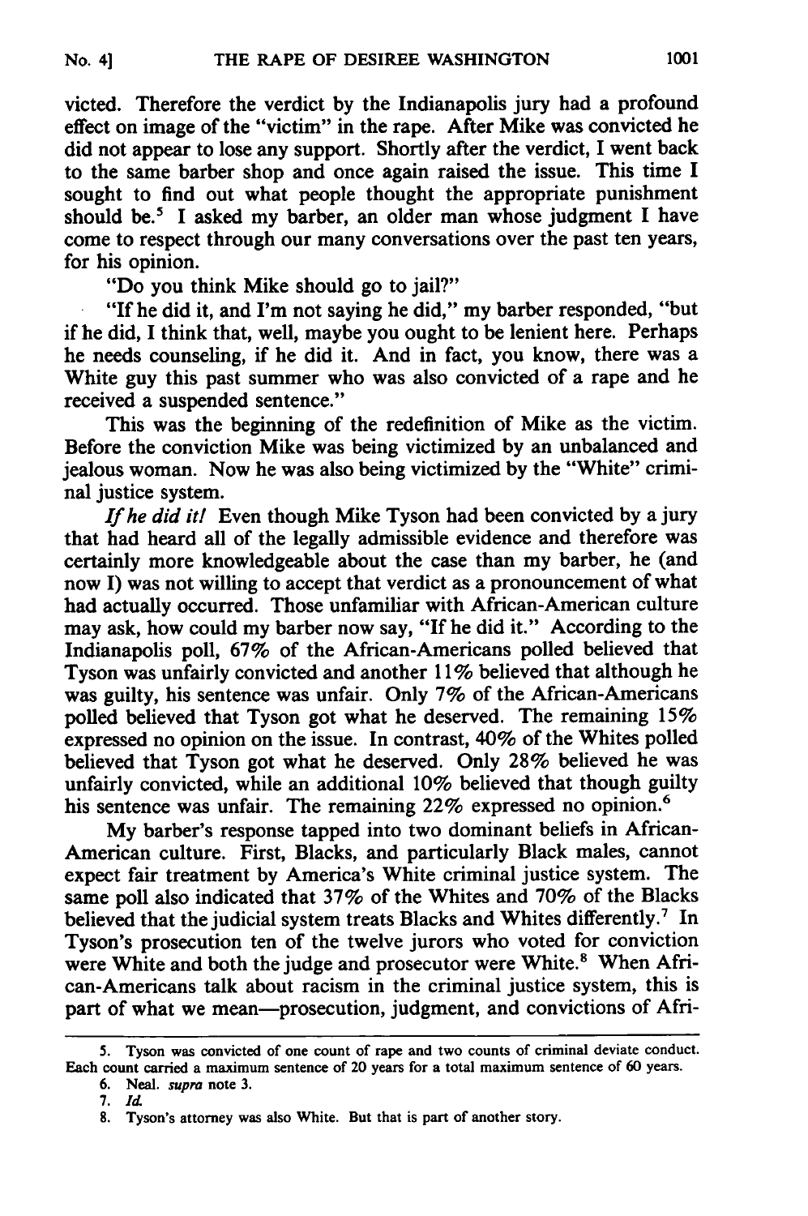victed. Therefore the verdict by the Indianapolis jury had a profound effect on image of the "victim" in the rape. After Mike was convicted he did not appear to lose any support. Shortly after the verdict, I went back to the same barber shop and once again raised the issue. This time I sought to find out what people thought the appropriate punishment should be.[5] I asked my barber, an older man whose judgment I have come to respect through our many conversations over the past ten years, for his opinion.

"Do you think Mike should go to jail?"

"If he did it, and I'm not saying he did," my barber responded, "but if he did, I think that, well, maybe you ought to be lenient here. Perhaps he needs counseling, if he did it. And in fact, you know, there was a White guy this past summer who was also convicted of a rape and he received a suspended sentence."

This was the beginning of the redefinition of Mike as the victim. Before the conviction Mike was being victimized by an unbalanced and jealous woman. Now he was also being victimized by the "White" criminal justice system.

*If he did it!* Even though Mike Tyson had been convicted by a jury that had heard all of the legally admissible evidence and therefore was certainly more knowledgeable about the case than my barber, he (and now I) was not willing to accept that verdict as a pronouncement of what had actually occurred. Those unfamiliar with African-American culture may ask, how could my barber now say, "If he did it." According to the Indianapolis poll, 67% of the African-Americans polled believed that Tyson was unfairly convicted and another 11% believed that although he was guilty, his sentence was unfair. Only 7% of the African-Americans polled believed that Tyson got what he deserved. The remaining 15% expressed no opinion on the issue. In contrast, 40% of the Whites polled believed that Tyson got what he deserved. Only 28% believed he was unfairly convicted, while an additional 10% believed that though guilty his sentence was unfair. The remaining 22% expressed no opinion.[6]

My barber's response tapped into two dominant beliefs in African-American culture. First, Blacks, and particularly Black males, cannot expect fair treatment by America's White criminal justice system. The same poll also indicated that 37% of the Whites and 70% of the Blacks believed that the judicial system treats Blacks and Whites differently.[7] In Tyson's prosecution ten of the twelve jurors who voted for conviction were White and both the judge and prosecutor were White.[8] When African-Americans talk about racism in the criminal justice system, this is part of what we mean—prosecution, judgment, and convictions of Afri-

---

5. Tyson was convicted of one count of rape and two counts of criminal deviate conduct. Each count carried a maximum sentence of 20 years for a total maximum sentence of 60 years.

6. Neal. *supra* note 3.

7. *Id.*

8. Tyson's attorney was also White. But that is part of another story.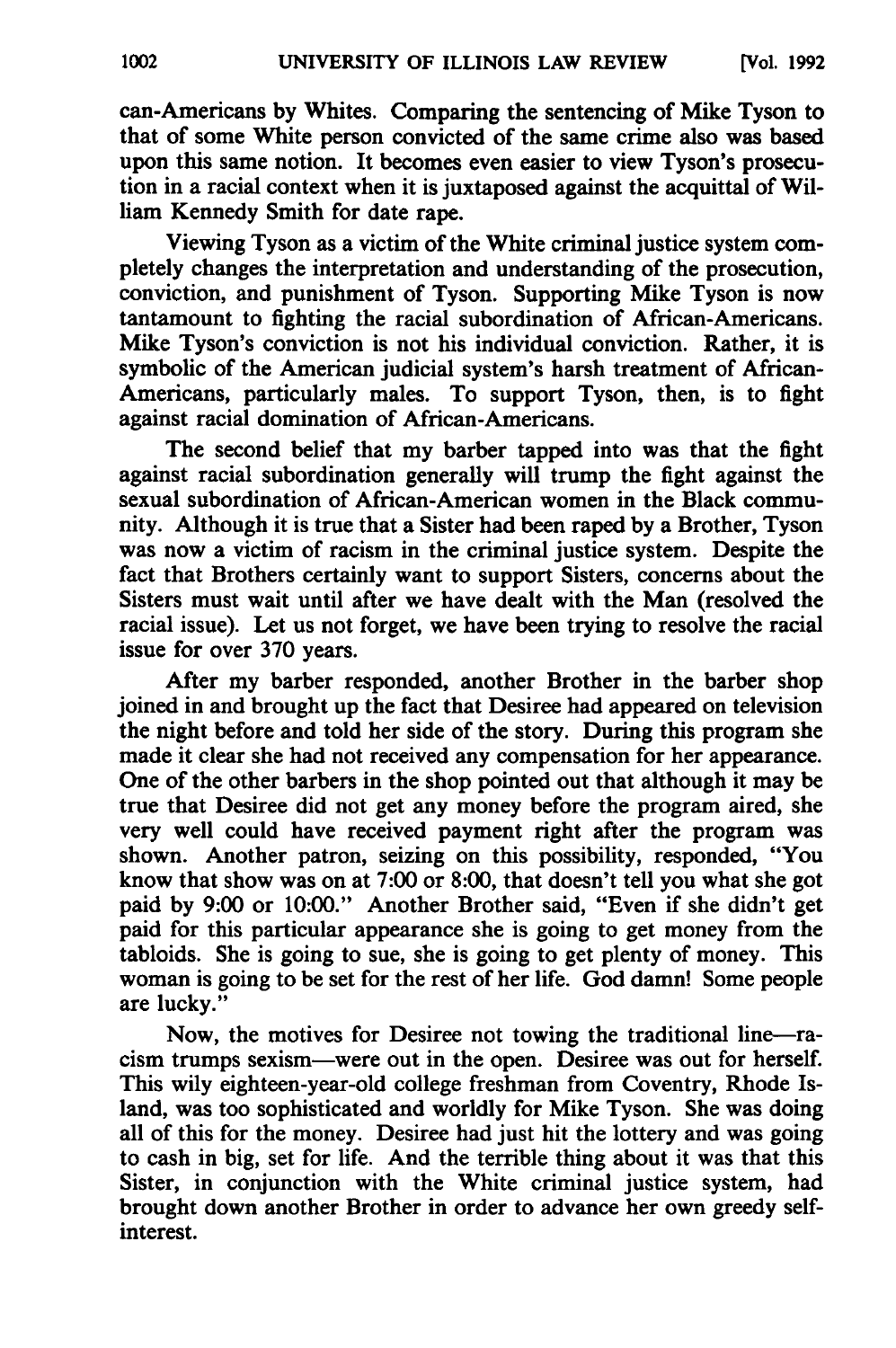can-Americans by Whites. Comparing the sentencing of Mike Tyson to that of some White person convicted of the same crime also was based upon this same notion. It becomes even easier to view Tyson's prosecution in a racial context when it is juxtaposed against the acquittal of William Kennedy Smith for date rape.

Viewing Tyson as a victim of the White criminal justice system completely changes the interpretation and understanding of the prosecution, conviction, and punishment of Tyson. Supporting Mike Tyson is now tantamount to fighting the racial subordination of African-Americans. Mike Tyson's conviction is not his individual conviction. Rather, it is symbolic of the American judicial system's harsh treatment of African-Americans, particularly males. To support Tyson, then, is to fight against racial domination of African-Americans.

The second belief that my barber tapped into was that the fight against racial subordination generally will trump the fight against the sexual subordination of African-American women in the Black community. Although it is true that a Sister had been raped by a Brother, Tyson was now a victim of racism in the criminal justice system. Despite the fact that Brothers certainly want to support Sisters, concerns about the Sisters must wait until after we have dealt with the Man (resolved the racial issue). Let us not forget, we have been trying to resolve the racial issue for over 370 years.

After my barber responded, another Brother in the barber shop joined in and brought up the fact that Desiree had appeared on television the night before and told her side of the story. During this program she made it clear she had not received any compensation for her appearance. One of the other barbers in the shop pointed out that although it may be true that Desiree did not get any money before the program aired, she very well could have received payment right after the program was shown. Another patron, seizing on this possibility, responded, "You know that show was on at 7:00 or 8:00, that doesn't tell you what she got paid by 9:00 or 10:00." Another Brother said, "Even if she didn't get paid for this particular appearance she is going to get money from the tabloids. She is going to sue, she is going to get plenty of money. This woman is going to be set for the rest of her life. God damn! Some people are lucky."

Now, the motives for Desiree not towing the traditional line—racism trumps sexism—were out in the open. Desiree was out for herself. This wily eighteen-year-old college freshman from Coventry, Rhode Island, was too sophisticated and worldly for Mike Tyson. She was doing all of this for the money. Desiree had just hit the lottery and was going to cash in big, set for life. And the terrible thing about it was that this Sister, in conjunction with the White criminal justice system, had brought down another Brother in order to advance her own greedy self-interest.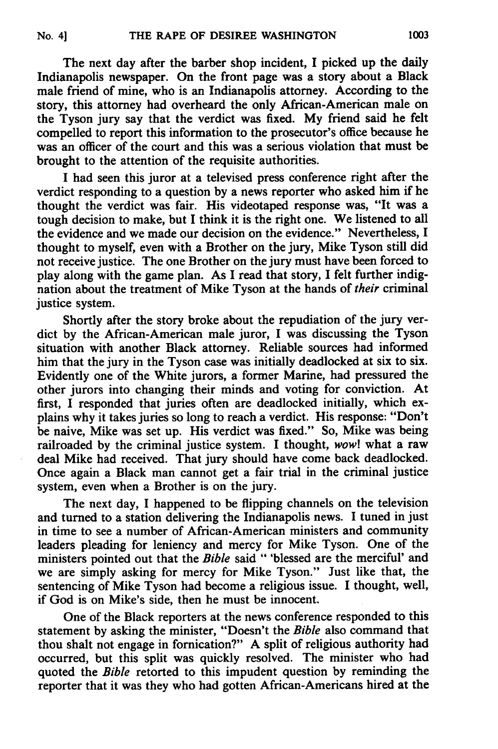The next day after the barber shop incident, I picked up the daily Indianapolis newspaper. On the front page was a story about a Black male friend of mine, who is an Indianapolis attorney. According to the story, this attorney had overheard the only African-American male on the Tyson jury say that the verdict was fixed. My friend said he felt compelled to report this information to the prosecutor's office because he was an officer of the court and this was a serious violation that must be brought to the attention of the requisite authorities.

I had seen this juror at a televised press conference right after the verdict responding to a question by a news reporter who asked him if he thought the verdict was fair. His videotaped response was, "It was a tough decision to make, but I think it is the right one. We listened to all the evidence and we made our decision on the evidence." Nevertheless, I thought to myself, even with a Brother on the jury, Mike Tyson still did not receive justice. The one Brother on the jury must have been forced to play along with the game plan. As I read that story, I felt further indignation about the treatment of Mike Tyson at the hands of *their* criminal justice system.

Shortly after the story broke about the repudiation of the jury verdict by the African-American male juror, I was discussing the Tyson situation with another Black attorney. Reliable sources had informed him that the jury in the Tyson case was initially deadlocked at six to six. Evidently one of the White jurors, a former Marine, had pressured the other jurors into changing their minds and voting for conviction. At first, I responded that juries often are deadlocked initially, which explains why it takes juries so long to reach a verdict. His response: "Don't be naive, Mike was set up. His verdict was fixed." So, Mike was being railroaded by the criminal justice system. I thought, *wow!* what a raw deal Mike had received. That jury should have come back deadlocked. Once again a Black man cannot get a fair trial in the criminal justice system, even when a Brother is on the jury.

The next day, I happened to be flipping channels on the television and turned to a station delivering the Indianapolis news. I tuned in just in time to see a number of African-American ministers and community leaders pleading for leniency and mercy for Mike Tyson. One of the ministers pointed out that the *Bible* said " 'blessed are the merciful' and we are simply asking for mercy for Mike Tyson." Just like that, the sentencing of Mike Tyson had become a religious issue. I thought, well, if God is on Mike's side, then he must be innocent.

One of the Black reporters at the news conference responded to this statement by asking the minister, "Doesn't the *Bible* also command that thou shalt not engage in fornication?" A split of religious authority had occurred, but this split was quickly resolved. The minister who had quoted the *Bible* retorted to this impudent question by reminding the reporter that it was they who had gotten African-Americans hired at the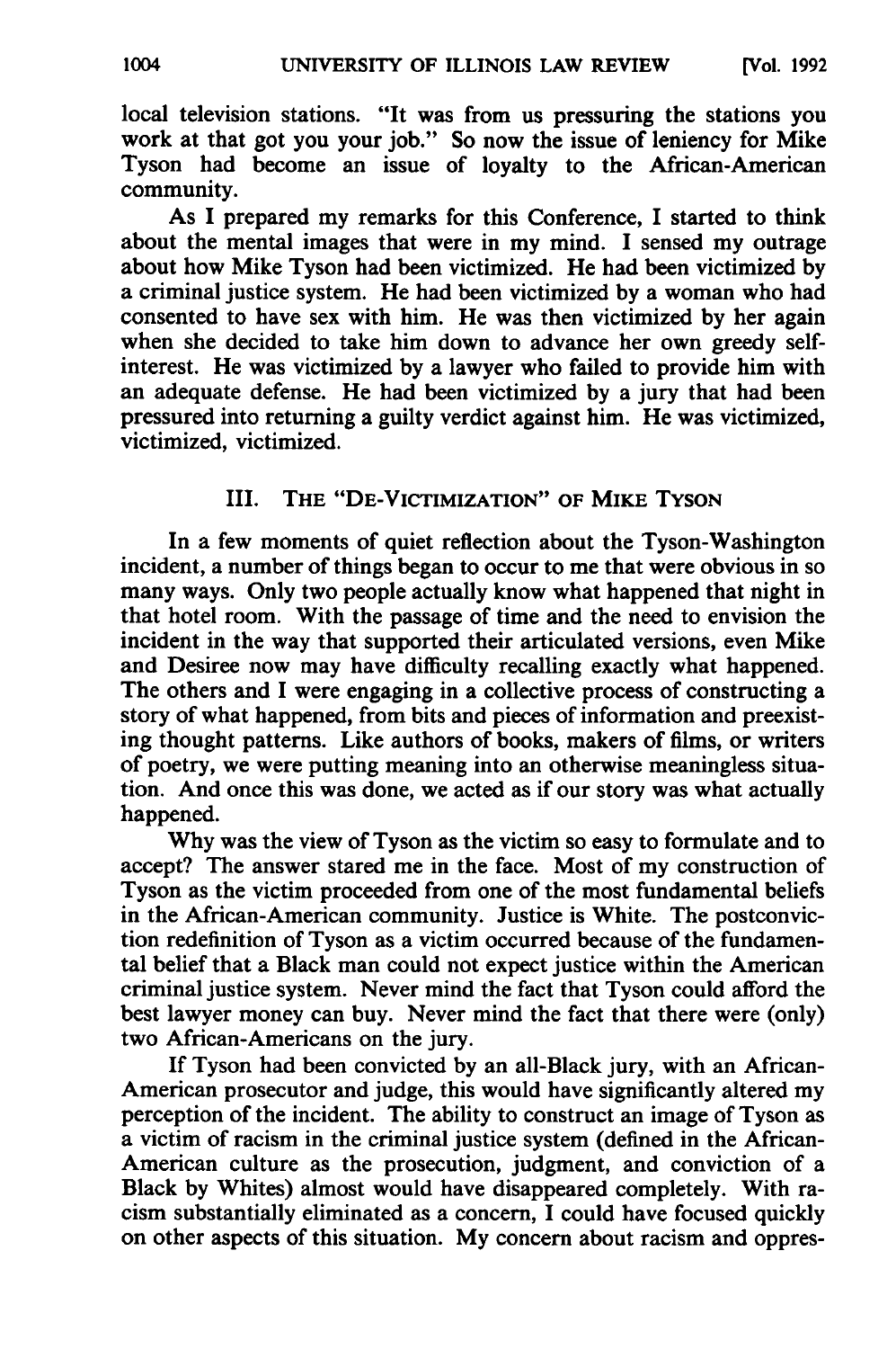local television stations. "It was from us pressuring the stations you work at that got you your job." So now the issue of leniency for Mike Tyson had become an issue of loyalty to the African-American community.

As I prepared my remarks for this Conference, I started to think about the mental images that were in my mind. I sensed my outrage about how Mike Tyson had been victimized. He had been victimized by a criminal justice system. He had been victimized by a woman who had consented to have sex with him. He was then victimized by her again when she decided to take him down to advance her own greedy self-interest. He was victimized by a lawyer who failed to provide him with an adequate defense. He had been victimized by a jury that had been pressured into returning a guilty verdict against him. He was victimized, victimized, victimized.

## III. The "De-Victimization" of Mike Tyson

In a few moments of quiet reflection about the Tyson-Washington incident, a number of things began to occur to me that were obvious in so many ways. Only two people actually know what happened that night in that hotel room. With the passage of time and the need to envision the incident in the way that supported their articulated versions, even Mike and Desiree now may have difficulty recalling exactly what happened. The others and I were engaging in a collective process of constructing a story of what happened, from bits and pieces of information and preexisting thought patterns. Like authors of books, makers of films, or writers of poetry, we were putting meaning into an otherwise meaningless situation. And once this was done, we acted as if our story was what actually happened.

Why was the view of Tyson as the victim so easy to formulate and to accept? The answer stared me in the face. Most of my construction of Tyson as the victim proceeded from one of the most fundamental beliefs in the African-American community. Justice is White. The postconviction redefinition of Tyson as a victim occurred because of the fundamental belief that a Black man could not expect justice within the American criminal justice system. Never mind the fact that Tyson could afford the best lawyer money can buy. Never mind the fact that there were (only) two African-Americans on the jury.

If Tyson had been convicted by an all-Black jury, with an African-American prosecutor and judge, this would have significantly altered my perception of the incident. The ability to construct an image of Tyson as a victim of racism in the criminal justice system (defined in the African-American culture as the prosecution, judgment, and conviction of a Black by Whites) almost would have disappeared completely. With racism substantially eliminated as a concern, I could have focused quickly on other aspects of this situation. My concern about racism and oppres-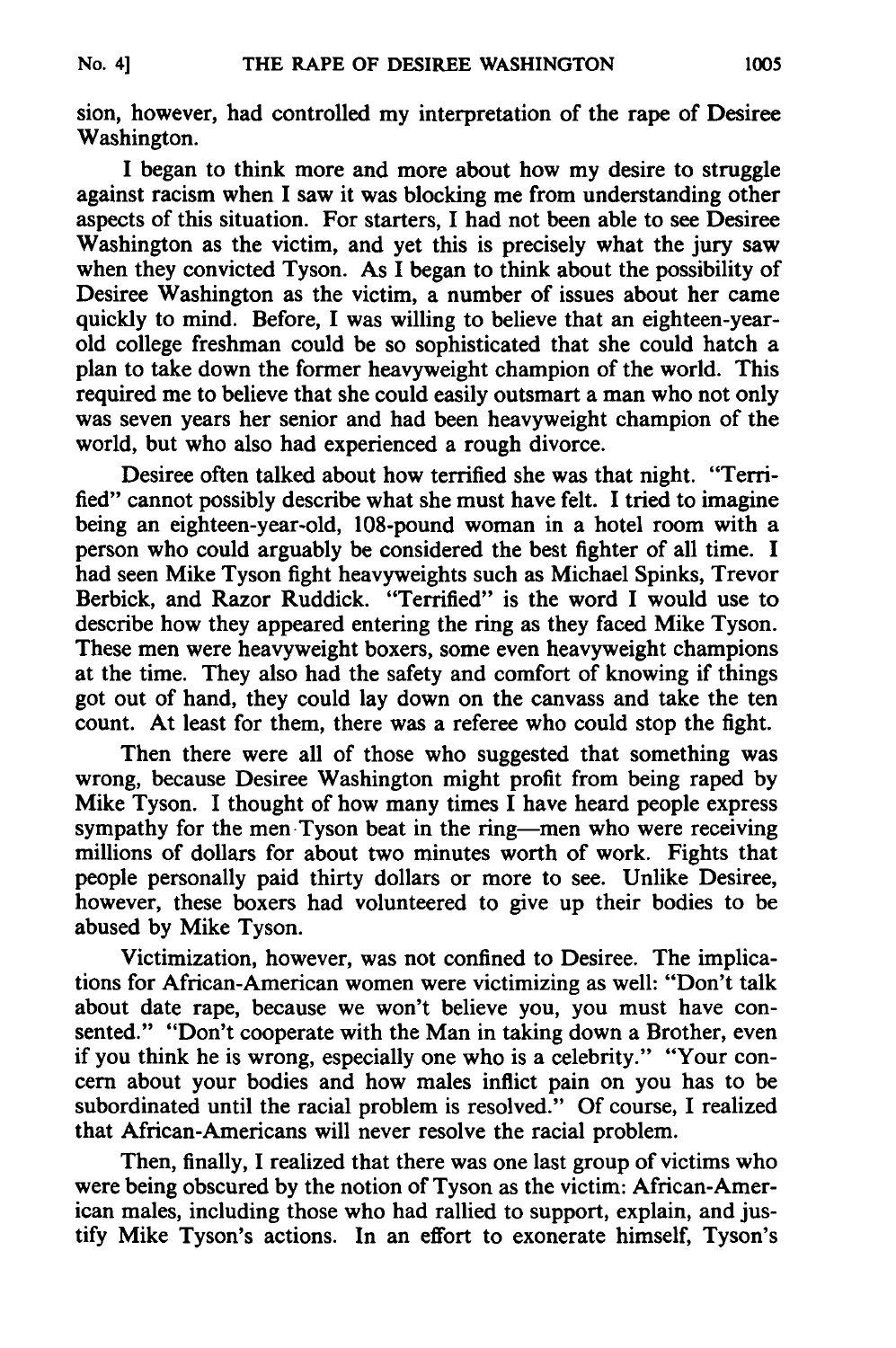sion, however, had controlled my interpretation of the rape of Desiree Washington.

I began to think more and more about how my desire to struggle against racism when I saw it was blocking me from understanding other aspects of this situation. For starters, I had not been able to see Desiree Washington as the victim, and yet this is precisely what the jury saw when they convicted Tyson. As I began to think about the possibility of Desiree Washington as the victim, a number of issues about her came quickly to mind. Before, I was willing to believe that an eighteen-year-old college freshman could be so sophisticated that she could hatch a plan to take down the former heavyweight champion of the world. This required me to believe that she could easily outsmart a man who not only was seven years her senior and had been heavyweight champion of the world, but who also had experienced a rough divorce.

Desiree often talked about how terrified she was that night. "Terrified" cannot possibly describe what she must have felt. I tried to imagine being an eighteen-year-old, 108-pound woman in a hotel room with a person who could arguably be considered the best fighter of all time. I had seen Mike Tyson fight heavyweights such as Michael Spinks, Trevor Berbick, and Razor Ruddick. "Terrified" is the word I would use to describe how they appeared entering the ring as they faced Mike Tyson. These men were heavyweight boxers, some even heavyweight champions at the time. They also had the safety and comfort of knowing if things got out of hand, they could lay down on the canvass and take the ten count. At least for them, there was a referee who could stop the fight.

Then there were all of those who suggested that something was wrong, because Desiree Washington might profit from being raped by Mike Tyson. I thought of how many times I have heard people express sympathy for the men Tyson beat in the ring—men who were receiving millions of dollars for about two minutes worth of work. Fights that people personally paid thirty dollars or more to see. Unlike Desiree, however, these boxers had volunteered to give up their bodies to be abused by Mike Tyson.

Victimization, however, was not confined to Desiree. The implications for African-American women were victimizing as well: "Don't talk about date rape, because we won't believe you, you must have consented." "Don't cooperate with the Man in taking down a Brother, even if you think he is wrong, especially one who is a celebrity." "Your concern about your bodies and how males inflict pain on you has to be subordinated until the racial problem is resolved." Of course, I realized that African-Americans will never resolve the racial problem.

Then, finally, I realized that there was one last group of victims who were being obscured by the notion of Tyson as the victim: African-American males, including those who had rallied to support, explain, and justify Mike Tyson's actions. In an effort to exonerate himself, Tyson's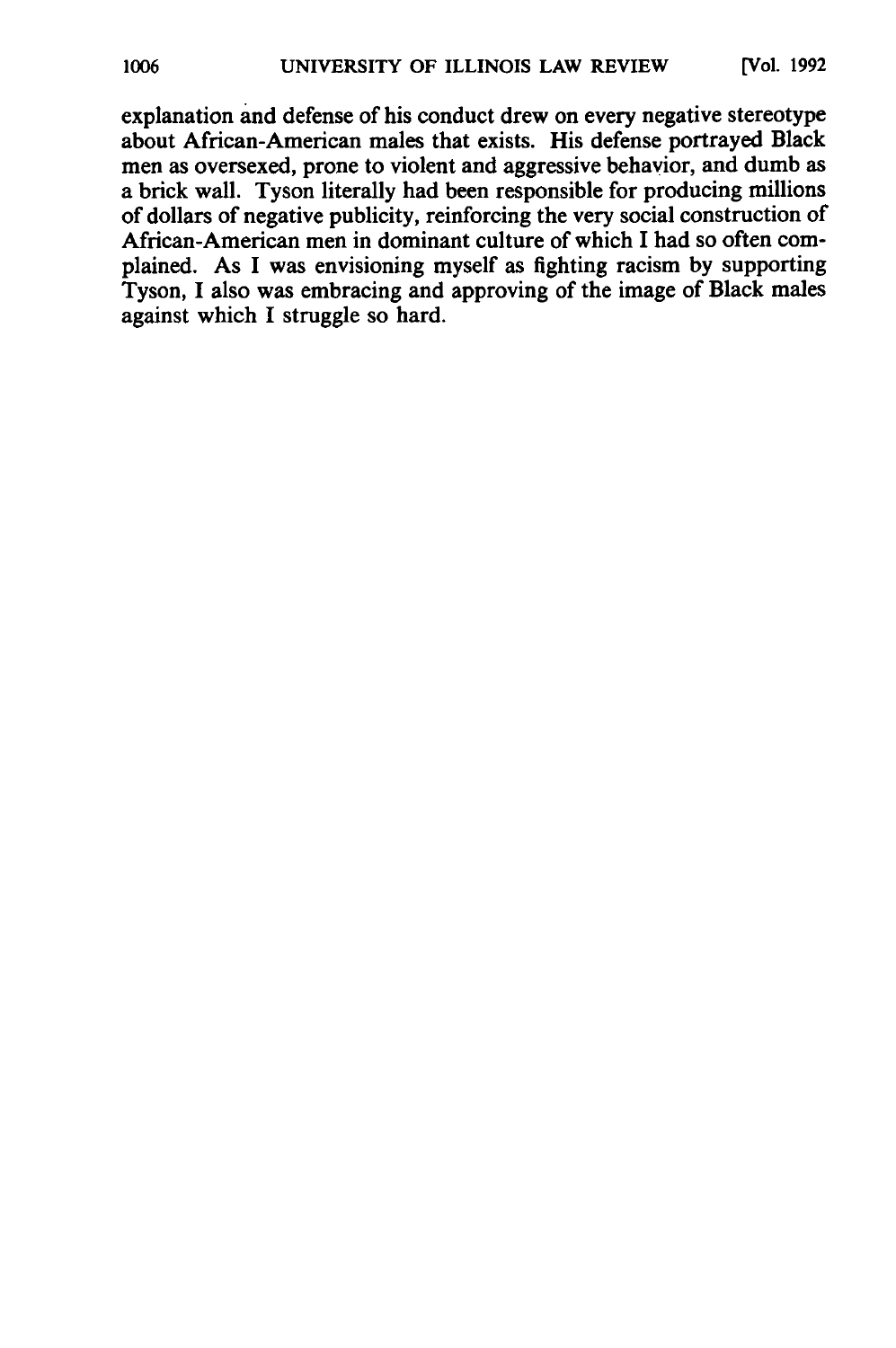explanation and defense of his conduct drew on every negative stereotype about African-American males that exists. His defense portrayed Black men as oversexed, prone to violent and aggressive behavior, and dumb as a brick wall. Tyson literally had been responsible for producing millions of dollars of negative publicity, reinforcing the very social construction of African-American men in dominant culture of which I had so often complained. As I was envisioning myself as fighting racism by supporting Tyson, I also was embracing and approving of the image of Black males against which I struggle so hard.